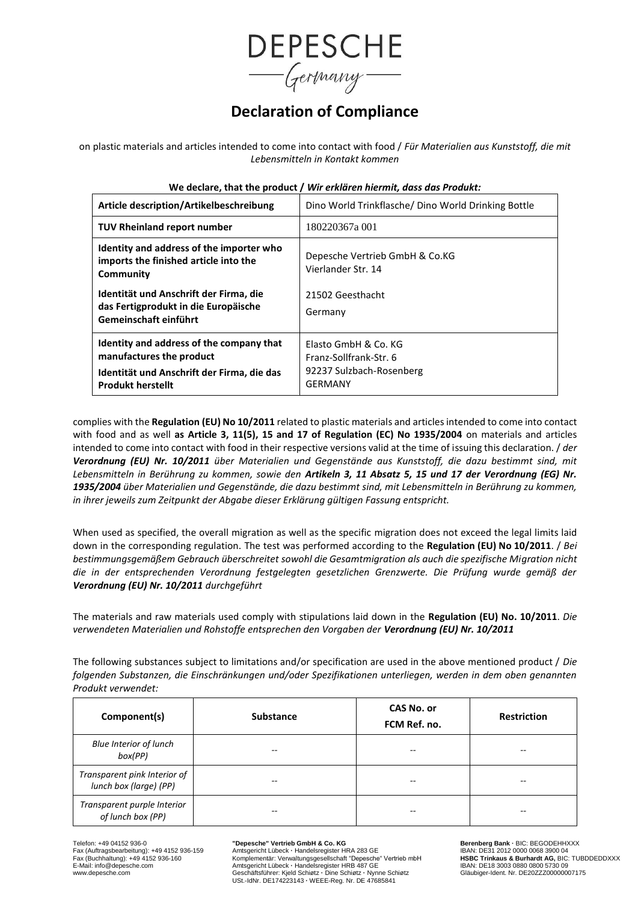# DEPESCHE
Germany

## Declaration of Compliance

on plastic materials and articles intended to come into contact with food / *Für Materialien aus Kunststoff, die mit Lebensmitteln in Kontakt kommen*

**We declare, that the product / *Wir erklären hiermit, dass das Produkt:***

| | |
|---|---|
| **Article description/Artikelbeschreibung** | Dino World Trinkflasche/ Dino World Drinking Bottle |
| **TUV Rheinland report number** | 180220367a 001 |
| **Identity and address of the importer who imports the finished article into the Community**<br><br>**Identität und Anschrift der Firma, die das Fertigprodukt in die Europäische Gemeinschaft einführt** | Depesche Vertrieb GmbH & Co.KG<br>Vierlander Str. 14<br><br>21502 Geesthacht<br>Germany |
| **Identity and address of the company that manufactures the product**<br>**Identität und Anschrift der Firma, die das Produkt herstellt** | Elasto GmbH & Co. KG<br>Franz-Sollfrank-Str. 6<br>92237 Sulzbach-Rosenberg<br>GERMANY |

complies with the **Regulation (EU) No 10/2011** related to plastic materials and articles intended to come into contact with food and as well **as Article 3, 11(5), 15 and 17 of Regulation (EC) No 1935/2004** on materials and articles intended to come into contact with food in their respective versions valid at the time of issuing this declaration. / *der **Verordnung (EU) Nr. 10/2011** über Materialien und Gegenstände aus Kunststoff, die dazu bestimmt sind, mit Lebensmitteln in Berührung zu kommen, sowie den **Artikeln 3, 11 Absatz 5, 15 und 17 der Verordnung (EG) Nr. 1935/2004** über Materialien und Gegenstände, die dazu bestimmt sind, mit Lebensmitteln in Berührung zu kommen, in ihrer jeweils zum Zeitpunkt der Abgabe dieser Erklärung gültigen Fassung entspricht.*

When used as specified, the overall migration as well as the specific migration does not exceed the legal limits laid down in the corresponding regulation. The test was performed according to the **Regulation (EU) No 10/2011**. / *Bei bestimmungsgemäßem Gebrauch überschreitet sowohl die Gesamtmigration als auch die spezifische Migration nicht die in der entsprechenden Verordnung festgelegten gesetzlichen Grenzwerte. Die Prüfung wurde gemäß der **Verordnung (EU) Nr. 10/2011** durchgeführt*

The materials and raw materials used comply with stipulations laid down in the **Regulation (EU) No. 10/2011**. *Die verwendeten Materialien und Rohstoffe entsprechen den Vorgaben der **Verordnung (EU) Nr. 10/2011***

The following substances subject to limitations and/or specification are used in the above mentioned product / *Die folgenden Substanzen, die Einschränkungen und/oder Spezifikationen unterliegen, werden in dem oben genannten Produkt verwendet:*

| Component(s) | Substance | CAS No. or FCM Ref. no. | Restriction |
|---|---|---|---|
| *Blue Interior of lunch box(PP)* | -- | -- | -- |
| *Transparent pink Interior of lunch box (large) (PP)* | -- | -- | -- |
| *Transparent purple Interior of lunch box (PP)* | -- | -- | -- |

Telefon: +49 04152 936-0
Fax (Auftragsbearbeitung): +49 4152 936-159
Fax (Buchhaltung): +49 4152 936-160
E-Mail: info@depesche.com
www.depesche.com

**"Depesche" Vertrieb GmbH & Co. KG**
Amtsgericht Lübeck · Handelsregister HRA 283 GE
Komplementär: Verwaltungsgesellschaft "Depesche" Vertrieb mbH
Amtsgericht Lübeck · Handelsregister HRB 487 GE
Geschäftsführer: Kjeld Schiøtz · Dine Schiøtz · Nynne Schiøtz
USt.-IdNr. DE174223143 · WEEE-Reg. Nr. DE 47685841

**Berenberg Bank** · BIC: BEGODEHHXXX
IBAN: DE31 2012 0000 0068 3900 04
**HSBC Trinkaus & Burhardt AG,** BIC: TUBDDEDDXXX
IBAN: DE18 3003 0880 0800 5730 09
Gläubiger-Ident. Nr. DE20ZZZ00000007175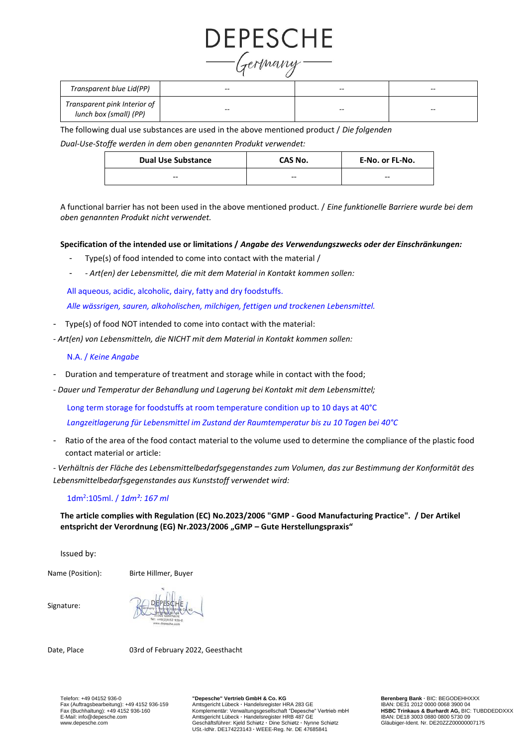| | | | |
|---|---|---|---|
| *Transparent blue Lid(PP)* | -- | -- | -- |
| *Transparent pink Interior of lunch box (small) (PP)* | -- | -- | -- |

The following dual use substances are used in the above mentioned product / *Die folgenden Dual-Use-Stoffe werden in dem oben genannten Produkt verwendet:*

| Dual Use Substance | CAS No. | E-No. or FL-No. |
|---|---|---|
| -- | -- | -- |

A functional barrier has not been used in the above mentioned product. / *Eine funktionelle Barriere wurde bei dem oben genannten Produkt nicht verwendet.*

**Specification of the intended use or limitations / *Angabe des Verwendungszwecks oder der Einschränkungen:***

- Type(s) of food intended to come into contact with the material /
- *- Art(en) der Lebensmittel, die mit dem Material in Kontakt kommen sollen:*

All aqueous, acidic, alcoholic, dairy, fatty and dry foodstuffs.

*Alle wässrigen, sauren, alkoholischen, milchigen, fettigen und trockenen Lebensmittel.*

- Type(s) of food NOT intended to come into contact with the material:

*- Art(en) von Lebensmitteln, die NICHT mit dem Material in Kontakt kommen sollen:*

N.A. / *Keine Angabe*

- Duration and temperature of treatment and storage while in contact with the food;

*- Dauer und Temperatur der Behandlung und Lagerung bei Kontakt mit dem Lebensmittel;*

Long term storage for foodstuffs at room temperature condition up to 10 days at 40°C

*Langzeitlagerung für Lebensmittel im Zustand der Raumtemperatur bis zu 10 Tagen bei 40°C*

- Ratio of the area of the food contact material to the volume used to determine the compliance of the plastic food contact material or article:

*- Verhältnis der Fläche des Lebensmittelbedarfsgegenstandes zum Volumen, das zur Bestimmung der Konformität des Lebensmittelbedarfsgegenstandes aus Kunststoff verwendet wird:*

1dm$^2$:105ml. / *1dm$^2$: 167 ml*

**The article complies with Regulation (EC) No.2023/2006 "GMP - Good Manufacturing Practice". / Der Artikel entspricht der Verordnung (EG) Nr.2023/2006 „GMP – Gute Herstellungspraxis"**

Issued by:

Name (Position): Birte Hillmer, Buyer

Signature:

Date, Place 03rd of February 2022, Geesthacht